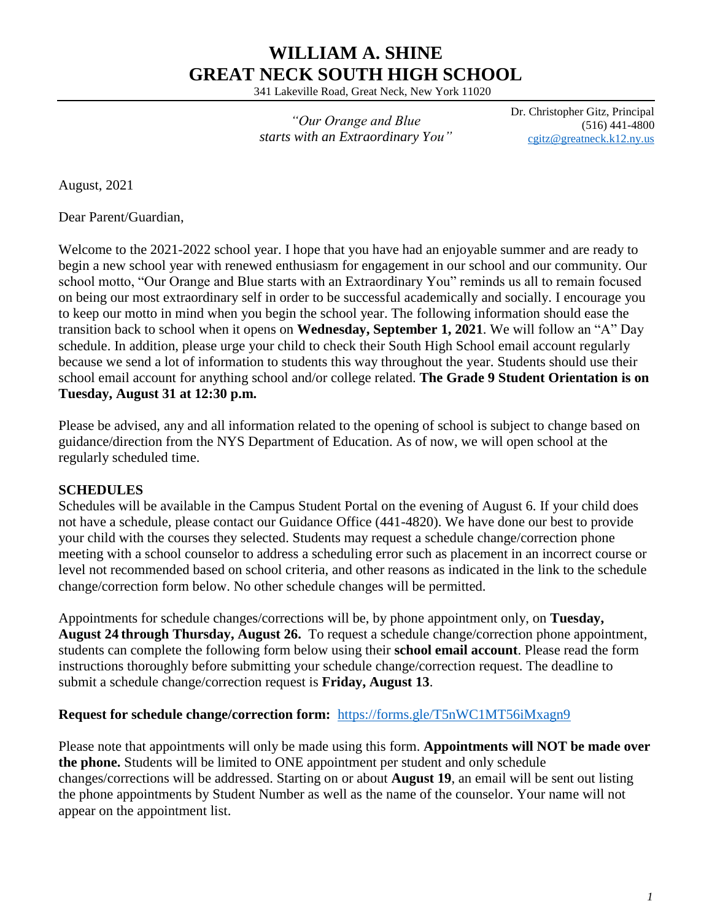# WILLIAM A. SHINE
# GREAT NECK SOUTH HIGH SCHOOL

341 Lakeville Road, Great Neck, New York 11020

*"Our Orange and Blue starts with an Extraordinary You"*

Dr. Christopher Gitz, Principal
(516) 441-4800
cgitz@greatneck.k12.ny.us

August, 2021

Dear Parent/Guardian,

Welcome to the 2021-2022 school year. I hope that you have had an enjoyable summer and are ready to begin a new school year with renewed enthusiasm for engagement in our school and our community. Our school motto, "Our Orange and Blue starts with an Extraordinary You" reminds us all to remain focused on being our most extraordinary self in order to be successful academically and socially. I encourage you to keep our motto in mind when you begin the school year. The following information should ease the transition back to school when it opens on **Wednesday, September 1, 2021**. We will follow an "A" Day schedule. In addition, please urge your child to check their South High School email account regularly because we send a lot of information to students this way throughout the year. Students should use their school email account for anything school and/or college related. **The Grade 9 Student Orientation is on Tuesday, August 31 at 12:30 p.m.**

Please be advised, any and all information related to the opening of school is subject to change based on guidance/direction from the NYS Department of Education. As of now, we will open school at the regularly scheduled time.

## SCHEDULES

Schedules will be available in the Campus Student Portal on the evening of August 6. If your child does not have a schedule, please contact our Guidance Office (441-4820). We have done our best to provide your child with the courses they selected. Students may request a schedule change/correction phone meeting with a school counselor to address a scheduling error such as placement in an incorrect course or level not recommended based on school criteria, and other reasons as indicated in the link to the schedule change/correction form below. No other schedule changes will be permitted.

Appointments for schedule changes/corrections will be, by phone appointment only, on **Tuesday, August 24 through Thursday, August 26.** To request a schedule change/correction phone appointment, students can complete the following form below using their **school email account**. Please read the form instructions thoroughly before submitting your schedule change/correction request. The deadline to submit a schedule change/correction request is **Friday, August 13**.

**Request for schedule change/correction form:** https://forms.gle/T5nWC1MT56iMxagn9

Please note that appointments will only be made using this form. **Appointments will NOT be made over the phone.** Students will be limited to ONE appointment per student and only schedule changes/corrections will be addressed. Starting on or about **August 19**, an email will be sent out listing the phone appointments by Student Number as well as the name of the counselor. Your name will not appear on the appointment list.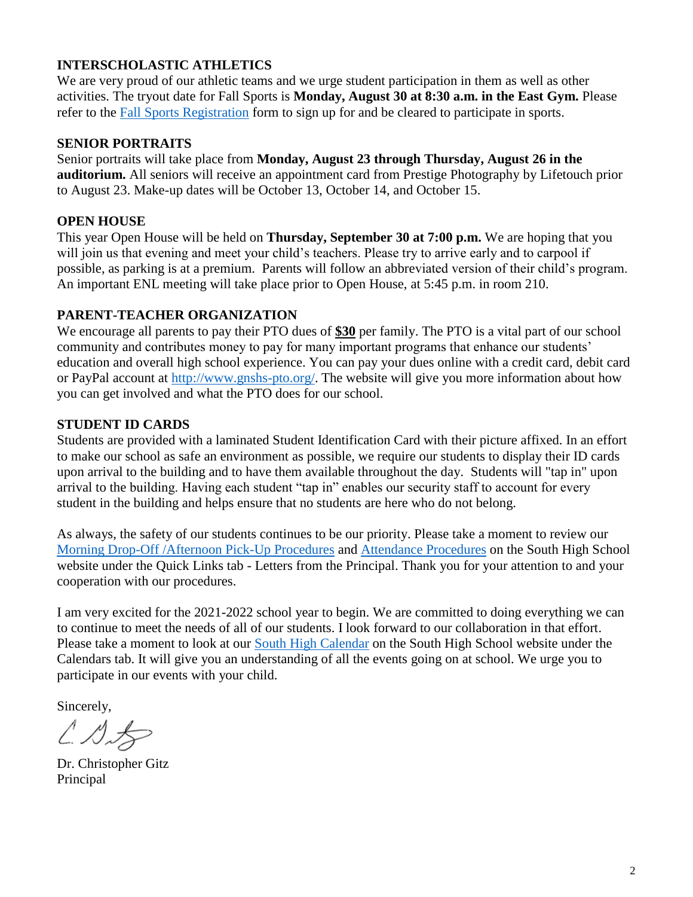## INTERSCHOLASTIC ATHLETICS

We are very proud of our athletic teams and we urge student participation in them as well as other activities. The tryout date for Fall Sports is **Monday, August 30 at 8:30 a.m. in the East Gym.** Please refer to the Fall Sports Registration form to sign up for and be cleared to participate in sports.

## SENIOR PORTRAITS

Senior portraits will take place from **Monday, August 23 through Thursday, August 26 in the auditorium.** All seniors will receive an appointment card from Prestige Photography by Lifetouch prior to August 23. Make-up dates will be October 13, October 14, and October 15.

## OPEN HOUSE

This year Open House will be held on **Thursday, September 30 at 7:00 p.m.** We are hoping that you will join us that evening and meet your child's teachers. Please try to arrive early and to carpool if possible, as parking is at a premium. Parents will follow an abbreviated version of their child's program. An important ENL meeting will take place prior to Open House, at 5:45 p.m. in room 210.

## PARENT-TEACHER ORGANIZATION

We encourage all parents to pay their PTO dues of **$30** per family. The PTO is a vital part of our school community and contributes money to pay for many important programs that enhance our students' education and overall high school experience. You can pay your dues online with a credit card, debit card or PayPal account at http://www.gnshs-pto.org/. The website will give you more information about how you can get involved and what the PTO does for our school.

## STUDENT ID CARDS

Students are provided with a laminated Student Identification Card with their picture affixed. In an effort to make our school as safe an environment as possible, we require our students to display their ID cards upon arrival to the building and to have them available throughout the day. Students will "tap in" upon arrival to the building. Having each student "tap in" enables our security staff to account for every student in the building and helps ensure that no students are here who do not belong.

As always, the safety of our students continues to be our priority. Please take a moment to review our Morning Drop-Off /Afternoon Pick-Up Procedures and Attendance Procedures on the South High School website under the Quick Links tab - Letters from the Principal. Thank you for your attention to and your cooperation with our procedures.

I am very excited for the 2021-2022 school year to begin. We are committed to doing everything we can to continue to meet the needs of all of our students. I look forward to our collaboration in that effort. Please take a moment to look at our South High Calendar on the South High School website under the Calendars tab. It will give you an understanding of all the events going on at school. We urge you to participate in our events with your child.

Sincerely,

Dr. Christopher Gitz
Principal